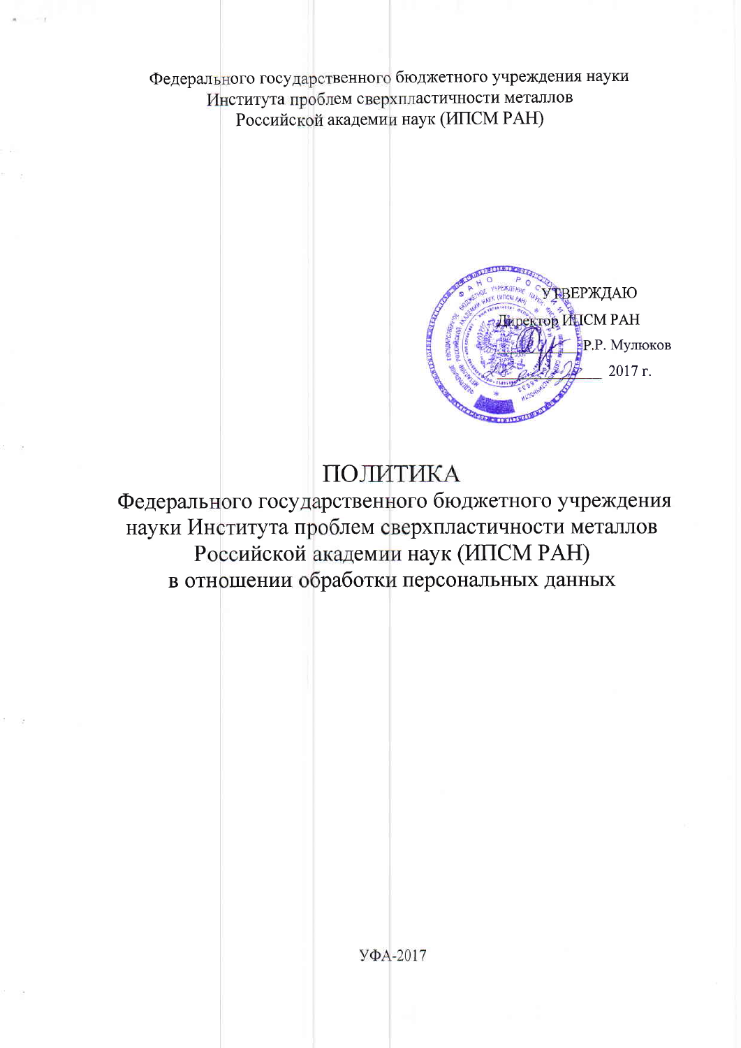Федерального государственного бюджетного учреждения науки
Института проблем сверхпластичности металлов
Российской академии наук (ИПСМ РАН)

УТВЕРЖДАЮ
Директор ИПСМ РАН
Р.Р. Мулюков
_________ 2017 г.

# ПОЛИТИКА
## Федерального государственного бюджетного учреждения науки Института проблем сверхпластичности металлов Российской академии наук (ИПСМ РАН) в отношении обработки персональных данных

УФА-2017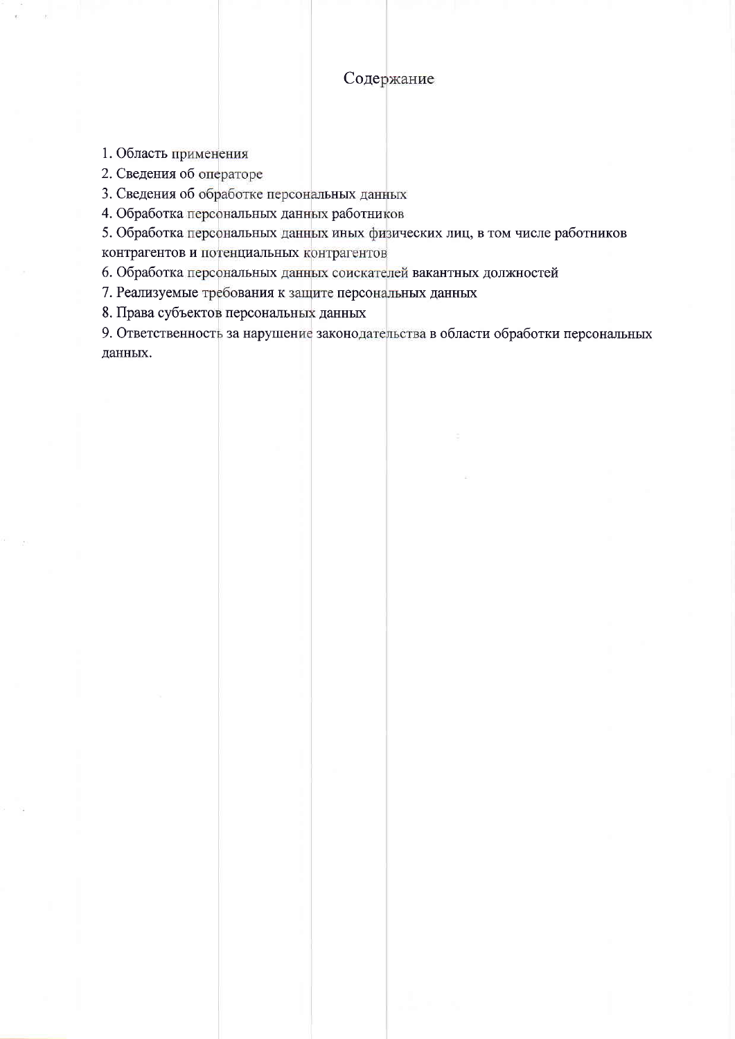# Содержание

1. Область применения
2. Сведения об операторе
3. Сведения об обработке персональных данных
4. Обработка персональных данных работников
5. Обработка персональных данных иных физических лиц, в том числе работников контрагентов и потенциальных контрагентов
6. Обработка персональных данных соискателей вакантных должностей
7. Реализуемые требования к защите персональных данных
8. Права субъектов персональных данных
9. Ответственность за нарушение законодательства в области обработки персональных данных.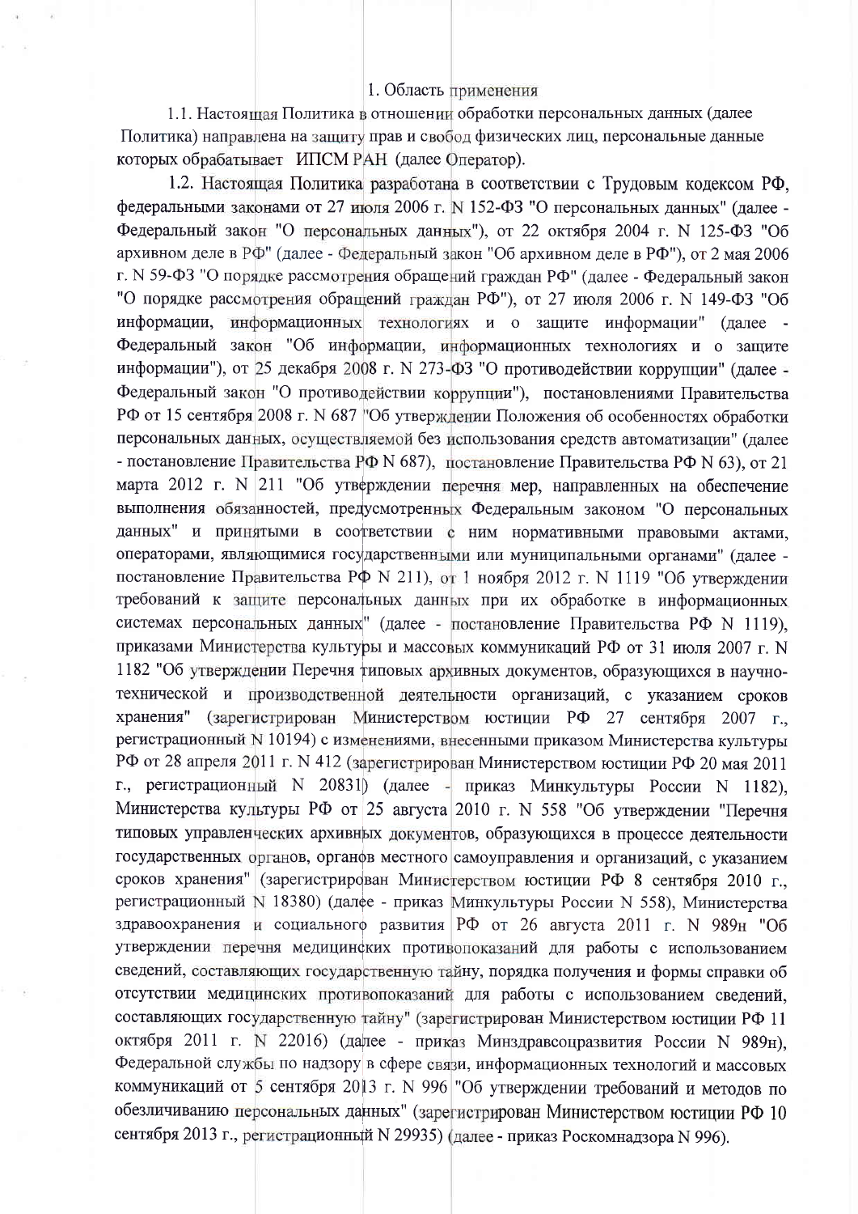## 1. Область применения

1.1. Настоящая Политика в отношении обработки персональных данных (далее Политика) направлена на защиту прав и свобод физических лиц, персональные данные которых обрабатывает ИПСМ РАН (далее Оператор).

1.2. Настоящая Политика разработана в соответствии с Трудовым кодексом РФ, федеральными законами от 27 июля 2006 г. N 152-ФЗ "О персональных данных" (далее - Федеральный закон "О персональных данных"), от 22 октября 2004 г. N 125-ФЗ "Об архивном деле в РФ" (далее - Федеральный закон "Об архивном деле в РФ"), от 2 мая 2006 г. N 59-ФЗ "О порядке рассмотрения обращений граждан РФ" (далее - Федеральный закон "О порядке рассмотрения обращений граждан РФ"), от 27 июля 2006 г. N 149-ФЗ "Об информации, информационных технологиях и о защите информации" (далее - Федеральный закон "Об информации, информационных технологиях и о защите информации"), от 25 декабря 2008 г. N 273-ФЗ "О противодействии коррупции" (далее - Федеральный закон "О противодействии коррупции"), постановлениями Правительства РФ от 15 сентября 2008 г. N 687 "Об утверждении Положения об особенностях обработки персональных данных, осуществляемой без использования средств автоматизации" (далее - постановление Правительства РФ N 687), постановление Правительства РФ N 63), от 21 марта 2012 г. N 211 "Об утверждении перечня мер, направленных на обеспечение выполнения обязанностей, предусмотренных Федеральным законом "О персональных данных" и принятыми в соответствии с ним нормативными правовыми актами, операторами, являющимися государственными или муниципальными органами" (далее - постановление Правительства РФ N 211), от 1 ноября 2012 г. N 1119 "Об утверждении требований к защите персональных данных при их обработке в информационных системах персональных данных" (далее - постановление Правительства РФ N 1119), приказами Министерства культуры и массовых коммуникаций РФ от 31 июля 2007 г. N 1182 "Об утверждении Перечня типовых архивных документов, образующихся в научно-технической и производственной деятельности организаций, с указанием сроков хранения" (зарегистрирован Министерством юстиции РФ 27 сентября 2007 г., регистрационный N 10194) с изменениями, внесенными приказом Министерства культуры РФ от 28 апреля 2011 г. N 412 (зарегистрирован Министерством юстиции РФ 20 мая 2011 г., регистрационный N 20831) (далее - приказ Минкультуры России N 1182), Министерства культуры РФ от 25 августа 2010 г. N 558 "Об утверждении "Перечня типовых управленческих архивных документов, образующихся в процессе деятельности государственных органов, органов местного самоуправления и организаций, с указанием сроков хранения" (зарегистрирован Министерством юстиции РФ 8 сентября 2010 г., регистрационный N 18380) (далее - приказ Минкультуры России N 558), Министерства здравоохранения и социального развития РФ от 26 августа 2011 г. N 989н "Об утверждении перечня медицинских противопоказаний для работы с использованием сведений, составляющих государственную тайну, порядка получения и формы справки об отсутствии медицинских противопоказаний для работы с использованием сведений, составляющих государственную тайну" (зарегистрирован Министерством юстиции РФ 11 октября 2011 г. N 22016) (далее - приказ Минздравсоцразвития России N 989н), Федеральной службы по надзору в сфере связи, информационных технологий и массовых коммуникаций от 5 сентября 2013 г. N 996 "Об утверждении требований и методов по обезличиванию персональных данных" (зарегистрирован Министерством юстиции РФ 10 сентября 2013 г., регистрационный N 29935) (далее - приказ Роскомнадзора N 996).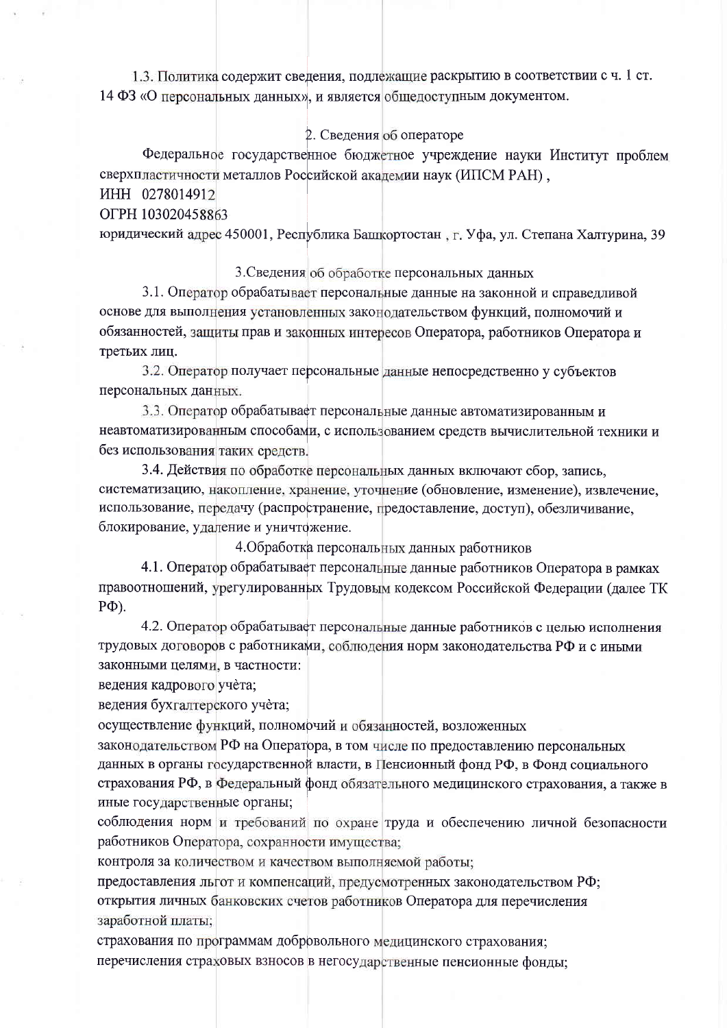1.3. Политика содержит сведения, подлежащие раскрытию в соответствии с ч. 1 ст. 14 ФЗ «О персональных данных», и является общедоступным документом.

## 2. Сведения об операторе

Федеральное государственное бюджетное учреждение науки Институт проблем сверхпластичности металлов Российской академии наук (ИПСМ РАН),

ИНН 0278014912

ОГРН 103020458863

юридический адрес 450001, Республика Башкортостан , г. Уфа, ул. Степана Халтурина, 39

## 3.Сведения об обработке персональных данных

3.1. Оператор обрабатывает персональные данные на законной и справедливой основе для выполнения установленных законодательством функций, полномочий и обязанностей, защиты прав и законных интересов Оператора, работников Оператора и третьих лиц.

3.2. Оператор получает персональные данные непосредственно у субъектов персональных данных.

3.3. Оператор обрабатывает персональные данные автоматизированным и неавтоматизированным способами, с использованием средств вычислительной техники и без использования таких средств.

3.4. Действия по обработке персональных данных включают сбор, запись, систематизацию, накопление, хранение, уточнение (обновление, изменение), извлечение, использование, передачу (распространение, предоставление, доступ), обезличивание, блокирование, удаление и уничтожение.

## 4.Обработка персональных данных работников

4.1. Оператор обрабатывает персональные данные работников Оператора в рамках правоотношений, урегулированных Трудовым кодексом Российской Федерации (далее ТК РФ).

4.2. Оператор обрабатывает персональные данные работников с целью исполнения трудовых договоров с работниками, соблюдения норм законодательства РФ и с иными законными целями, в частности:

ведения кадрового учёта;

ведения бухгалтерского учёта;

осуществление функций, полномочий и обязанностей, возложенных законодательством РФ на Оператора, в том числе по предоставлению персональных данных в органы государственной власти, в Пенсионный фонд РФ, в Фонд социального страхования РФ, в Федеральный фонд обязательного медицинского страхования, а также в иные государственные органы;

соблюдения норм и требований по охране труда и обеспечению личной безопасности работников Оператора, сохранности имущества;

контроля за количеством и качеством выполняемой работы;

предоставления льгот и компенсаций, предусмотренных законодательством РФ;

открытия личных банковских счетов работников Оператора для перечисления заработной платы;

страхования по программам добровольного медицинского страхования;

перечисления страховых взносов в негосударственные пенсионные фонды;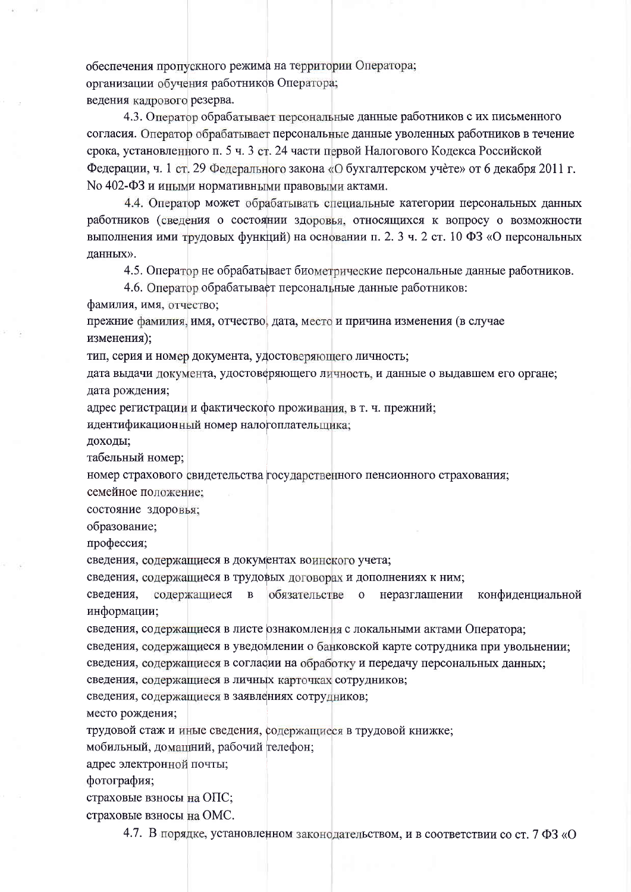обеспечения пропускного режима на территории Оператора;
организации обучения работников Оператора;
ведения кадрового резерва.

4.3. Оператор обрабатывает персональные данные работников с их письменного согласия. Оператор обрабатывает персональные данные уволенных работников в течение срока, установленного п. 5 ч. 3 ст. 24 части первой Налогового Кодекса Российской Федерации, ч. 1 ст. 29 Федерального закона «О бухгалтерском учёте» от 6 декабря 2011 г. No 402-ФЗ и иными нормативными правовыми актами.

4.4. Оператор может обрабатывать специальные категории персональных данных работников (сведения о состоянии здоровья, относящихся к вопросу о возможности выполнения ими трудовых функций) на основании п. 2. 3 ч. 2 ст. 10 ФЗ «О персональных данных».

4.5. Оператор не обрабатывает биометрические персональные данные работников.

4.6. Оператор обрабатывает персональные данные работников:

фамилия, имя, отчество;
прежние фамилия, имя, отчество, дата, место и причина изменения (в случае изменения);
тип, серия и номер документа, удостоверяющего личность;
дата выдачи документа, удостоверяющего личность, и данные о выдавшем его органе;
дата рождения;
адрес регистрации и фактического проживания, в т. ч. прежний;
идентификационный номер налогоплательщика;
доходы;
табельный номер;
номер страхового свидетельства государственного пенсионного страхования;
семейное положение;
состояние здоровья;
образование;
профессия;
сведения, содержащиеся в документах воинского учета;
сведения, содержащиеся в трудовых договорах и дополнениях к ним;
сведения, содержащиеся в обязательстве о неразглашении конфиденциальной информации;
сведения, содержащиеся в листе ознакомления с локальными актами Оператора;
сведения, содержащиеся в уведомлении о банковской карте сотрудника при увольнении;
сведения, содержащиеся в согласии на обработку и передачу персональных данных;
сведения, содержащиеся в личных карточках сотрудников;
сведения, содержащиеся в заявлениях сотрудников;
место рождения;
трудовой стаж и иные сведения, содержащиеся в трудовой книжке;
мобильный, домашний, рабочий телефон;
адрес электронной почты;
фотография;
страховые взносы на ОПС;
страховые взносы на ОМС.

4.7. В порядке, установленном законодательством, и в соответствии со ст. 7 ФЗ «О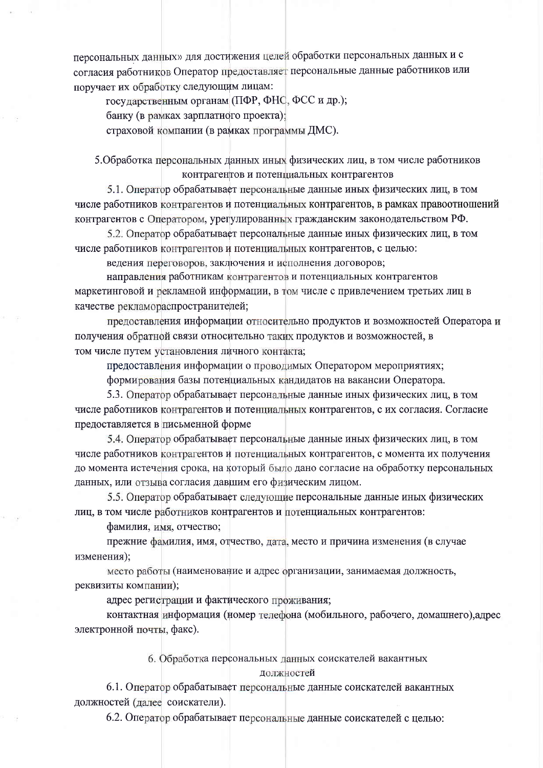персональных данных» для достижения целей обработки персональных данных и с согласия работников Оператор предоставляет персональные данные работников или поручает их обработку следующим лицам:

государственным органам (ПФР, ФНС, ФСС и др.);

банку (в рамках зарплатного проекта);

страховой компании (в рамках программы ДМС).

## 5.Обработка персональных данных иных физических лиц, в том числе работников контрагентов и потенциальных контрагентов

5.1. Оператор обрабатывает персональные данные иных физических лиц, в том числе работников контрагентов и потенциальных контрагентов, в рамках правоотношений контрагентов с Оператором, урегулированных гражданским законодательством РФ.

5.2. Оператор обрабатывает персональные данные иных физических лиц, в том числе работников контрагентов и потенциальных контрагентов, с целью:

ведения переговоров, заключения и исполнения договоров;

направления работникам контрагентов и потенциальных контрагентов маркетинговой и рекламной информации, в том числе с привлечением третьих лиц в качестве рекламораспространителей;

предоставления информации относительно продуктов и возможностей Оператора и получения обратной связи относительно таких продуктов и возможностей, в том числе путем установления личного контакта;

предоставления информации о проводимых Оператором мероприятиях;

формирования базы потенциальных кандидатов на вакансии Оператора.

5.3. Оператор обрабатывает персональные данные иных физических лиц, в том числе работников контрагентов и потенциальных контрагентов, с их согласия. Согласие предоставляется в письменной форме

5.4. Оператор обрабатывает персональные данные иных физических лиц, в том числе работников контрагентов и потенциальных контрагентов, с момента их получения до момента истечения срока, на который было дано согласие на обработку персональных данных, или отзыва согласия давшим его физическим лицом.

5.5. Оператор обрабатывает следующие персональные данные иных физических лиц, в том числе работников контрагентов и потенциальных контрагентов:

фамилия, имя, отчество;

прежние фамилия, имя, отчество, дата, место и причина изменения (в случае изменения);

место работы (наименование и адрес организации, занимаемая должность, реквизиты компании);

адрес регистрации и фактического проживания;

контактная информация (номер телефона (мобильного, рабочего, домашнего),адрес электронной почты, факс).

## 6. Обработка персональных данных соискателей вакантных должностей

6.1. Оператор обрабатывает персональные данные соискателей вакантных должностей (далее соискатели).

6.2. Оператор обрабатывает персональные данные соискателей с целью: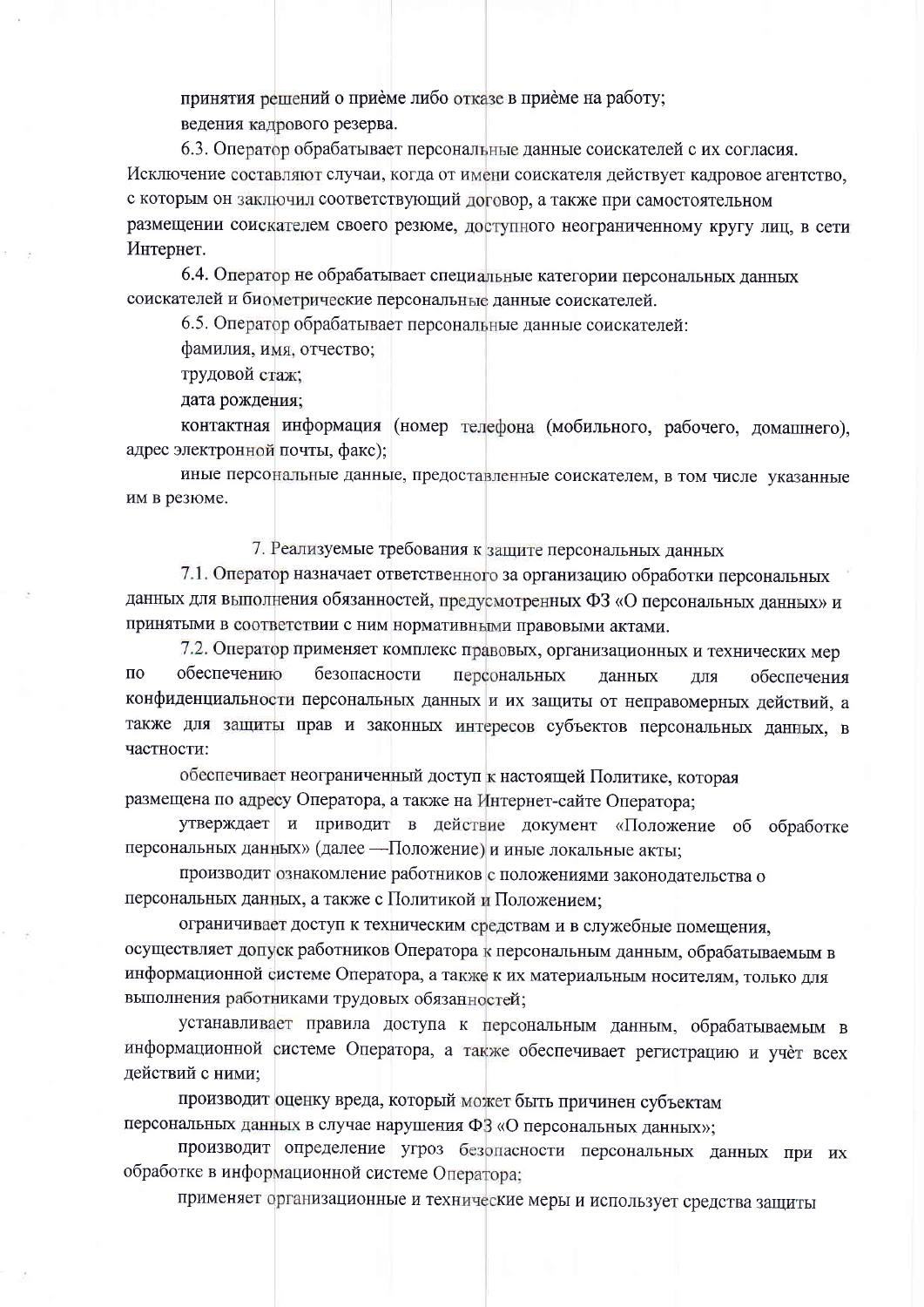принятия решений о приёме либо отказе в приёме на работу;

ведения кадрового резерва.

6.3. Оператор обрабатывает персональные данные соискателей с их согласия. Исключение составляют случаи, когда от имени соискателя действует кадровое агентство, с которым он заключил соответствующий договор, а также при самостоятельном размещении соискателем своего резюме, доступного неограниченному кругу лиц, в сети Интернет.

6.4. Оператор не обрабатывает специальные категории персональных данных соискателей и биометрические персональные данные соискателей.

6.5. Оператор обрабатывает персональные данные соискателей:

фамилия, имя, отчество;

трудовой стаж;

дата рождения;

контактная информация (номер телефона (мобильного, рабочего, домашнего), адрес электронной почты, факс);

иные персональные данные, предоставленные соискателем, в том числе указанные им в резюме.

## 7. Реализуемые требования к защите персональных данных

7.1. Оператор назначает ответственного за организацию обработки персональных данных для выполнения обязанностей, предусмотренных ФЗ «О персональных данных» и принятыми в соответствии с ним нормативными правовыми актами.

7.2. Оператор применяет комплекс правовых, организационных и технических мер по обеспечению безопасности персональных данных для обеспечения конфиденциальности персональных данных и их защиты от неправомерных действий, а также для защиты прав и законных интересов субъектов персональных данных, в частности:

обеспечивает неограниченный доступ к настоящей Политике, которая размещена по адресу Оператора, а также на Интернет-сайте Оператора;

утверждает и приводит в действие документ «Положение об обработке персональных данных» (далее —Положение) и иные локальные акты;

производит ознакомление работников с положениями законодательства о персональных данных, а также с Политикой и Положением;

ограничивает доступ к техническим средствам и в служебные помещения, осуществляет допуск работников Оператора к персональным данным, обрабатываемым в информационной системе Оператора, а также к их материальным носителям, только для выполнения работниками трудовых обязанностей;

устанавливает правила доступа к персональным данным, обрабатываемым в информационной системе Оператора, а также обеспечивает регистрацию и учёт всех действий с ними;

производит оценку вреда, который может быть причинен субъектам персональных данных в случае нарушения ФЗ «О персональных данных»;

производит определение угроз безопасности персональных данных при их обработке в информационной системе Оператора;

применяет организационные и технические меры и использует средства защиты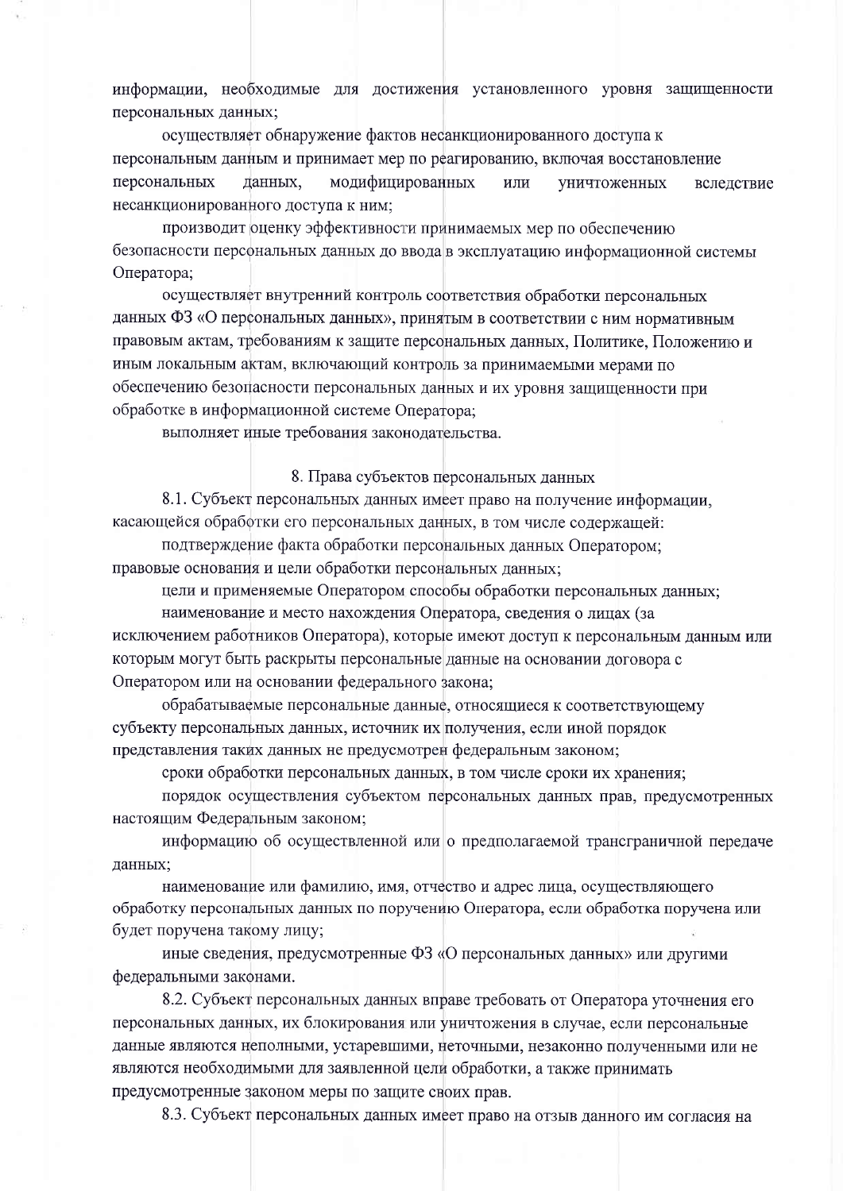информации, необходимые для достижения установленного уровня защищенности персональных данных;

осуществляет обнаружение фактов несанкционированного доступа к персональным данным и принимает мер по реагированию, включая восстановление персональных данных, модифицированных или уничтоженных вследствие несанкционированного доступа к ним;

производит оценку эффективности принимаемых мер по обеспечению безопасности персональных данных до ввода в эксплуатацию информационной системы Оператора;

осуществляет внутренний контроль соответствия обработки персональных данных ФЗ «О персональных данных», принятым в соответствии с ним нормативным правовым актам, требованиям к защите персональных данных, Политике, Положению и иным локальным актам, включающий контроль за принимаемыми мерами по обеспечению безопасности персональных данных и их уровня защищенности при обработке в информационной системе Оператора;

выполняет иные требования законодательства.

## 8. Права субъектов персональных данных

8.1. Субъект персональных данных имеет право на получение информации, касающейся обработки его персональных данных, в том числе содержащей:

подтверждение факта обработки персональных данных Оператором;

правовые основания и цели обработки персональных данных;

цели и применяемые Оператором способы обработки персональных данных;

наименование и место нахождения Оператора, сведения о лицах (за исключением работников Оператора), которые имеют доступ к персональным данным или которым могут быть раскрыты персональные данные на основании договора с Оператором или на основании федерального закона;

обрабатываемые персональные данные, относящиеся к соответствующему субъекту персональных данных, источник их получения, если иной порядок представления таких данных не предусмотрен федеральным законом;

сроки обработки персональных данных, в том числе сроки их хранения;

порядок осуществления субъектом персональных данных прав, предусмотренных настоящим Федеральным законом;

информацию об осуществленной или о предполагаемой трансграничной передаче данных;

наименование или фамилию, имя, отчество и адрес лица, осуществляющего обработку персональных данных по поручению Оператора, если обработка поручена или будет поручена такому лицу;

иные сведения, предусмотренные ФЗ «О персональных данных» или другими федеральными законами.

8.2. Субъект персональных данных вправе требовать от Оператора уточнения его персональных данных, их блокирования или уничтожения в случае, если персональные данные являются неполными, устаревшими, неточными, незаконно полученными или не являются необходимыми для заявленной цели обработки, а также принимать предусмотренные законом меры по защите своих прав.

8.3. Субъект персональных данных имеет право на отзыв данного им согласия на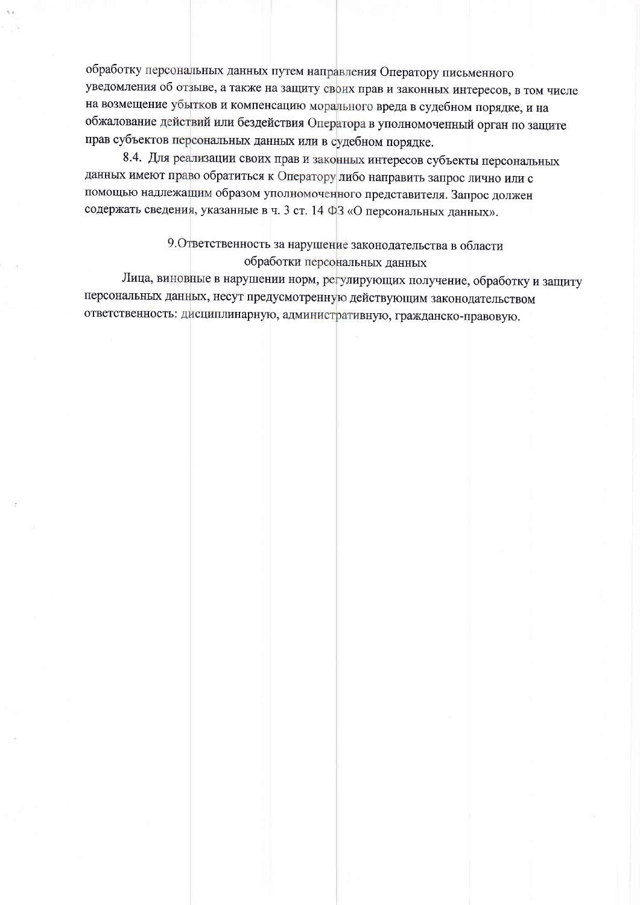обработку персональных данных путем направления Оператору письменного уведомления об отзыве, а также на защиту своих прав и законных интересов, в том числе на возмещение убытков и компенсацию морального вреда в судебном порядке, и на обжалование действий или бездействия Оператора в уполномоченный орган по защите прав субъектов персональных данных или в судебном порядке.

8.4. Для реализации своих прав и законных интересов субъекты персональных данных имеют право обратиться к Оператору либо направить запрос лично или с помощью надлежащим образом уполномоченного представителя. Запрос должен содержать сведения, указанные в ч. 3 ст. 14 ФЗ «О персональных данных».

## 9.Ответственность за нарушение законодательства в области обработки персональных данных

Лица, виновные в нарушении норм, регулирующих получение, обработку и защиту персональных данных, несут предусмотренную действующим законодательством ответственность: дисциплинарную, административную, гражданско-правовую.